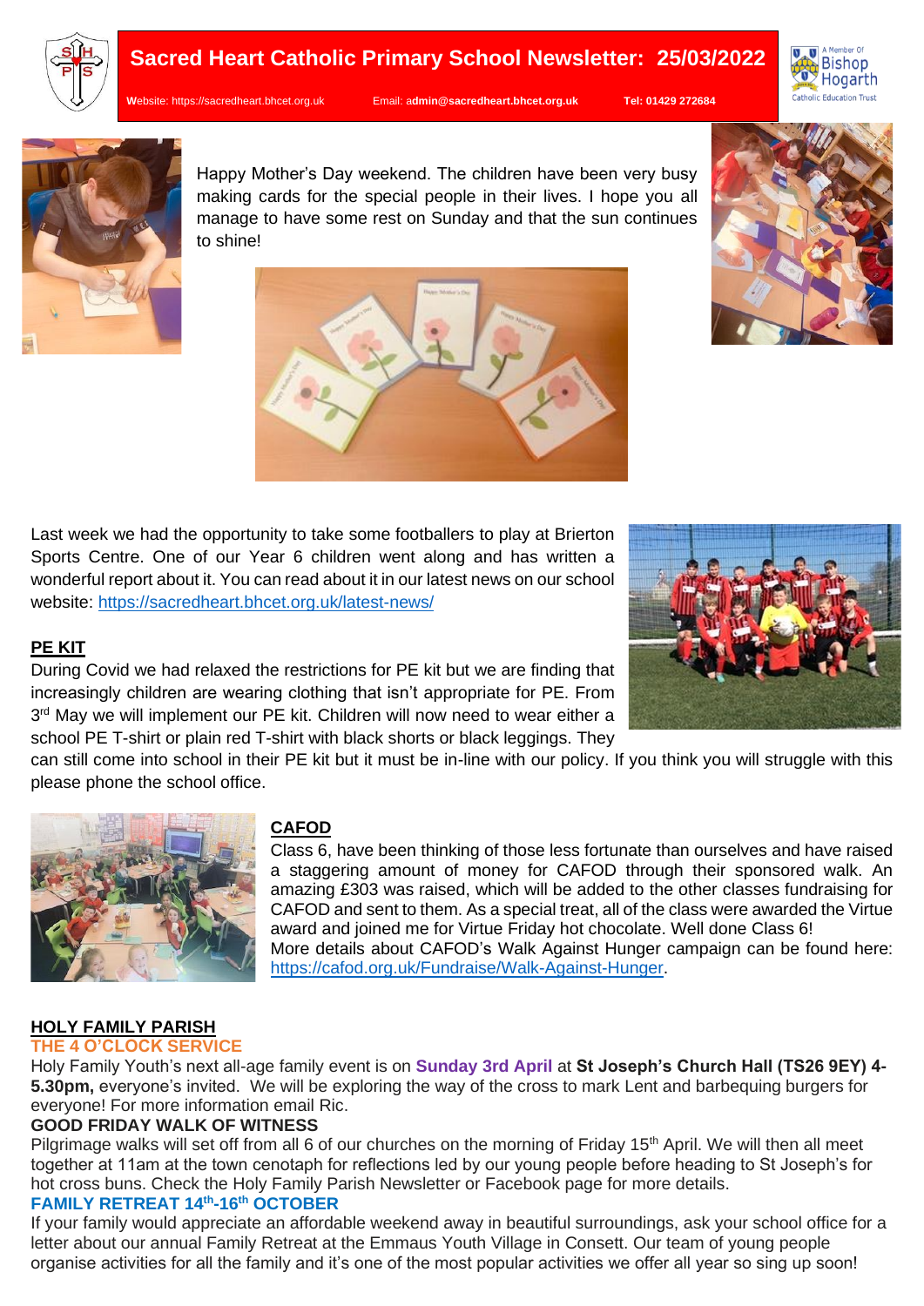# Sacred Heart Catholic Primary School Newsletter: 25/03/2022

Website: https://sacredheart.bhcet.org.uk Email: admin@sacredheart.bhcet.org.uk Tel: 01429 272684

Happy Mother's Day weekend. The children have been very busy making cards for the special people in their lives. I hope you all manage to have some rest on Sunday and that the sun continues to shine!

Last week we had the opportunity to take some footballers to play at Brierton Sports Centre. One of our Year 6 children went along and has written a wonderful report about it. You can read about it in our latest news on our school website: https://sacredheart.bhcet.org.uk/latest-news/

## PE KIT

During Covid we had relaxed the restrictions for PE kit but we are finding that increasingly children are wearing clothing that isn't appropriate for PE. From 3rd May we will implement our PE kit. Children will now need to wear either a school PE T-shirt or plain red T-shirt with black shorts or black leggings. They can still come into school in their PE kit but it must be in-line with our policy. If you think you will struggle with this please phone the school office.

## CAFOD

Class 6, have been thinking of those less fortunate than ourselves and have raised a staggering amount of money for CAFOD through their sponsored walk. An amazing £303 was raised, which will be added to the other classes fundraising for CAFOD and sent to them. As a special treat, all of the class were awarded the Virtue award and joined me for Virtue Friday hot chocolate. Well done Class 6!
More details about CAFOD's Walk Against Hunger campaign can be found here: https://cafod.org.uk/Fundraise/Walk-Against-Hunger.

## HOLY FAMILY PARISH

### THE 4 O'CLOCK SERVICE

Holy Family Youth's next all-age family event is on **Sunday 3rd April** at **St Joseph's Church Hall (TS26 9EY) 4-5.30pm,** everyone's invited. We will be exploring the way of the cross to mark Lent and barbequing burgers for everyone! For more information email Ric.

### GOOD FRIDAY WALK OF WITNESS

Pilgrimage walks will set off from all 6 of our churches on the morning of Friday 15th April. We will then all meet together at 11am at the town cenotaph for reflections led by our young people before heading to St Joseph's for hot cross buns. Check the Holy Family Parish Newsletter or Facebook page for more details.

### FAMILY RETREAT 14th-16th OCTOBER

If your family would appreciate an affordable weekend away in beautiful surroundings, ask your school office for a letter about our annual Family Retreat at the Emmaus Youth Village in Consett. Our team of young people organise activities for all the family and it's one of the most popular activities we offer all year so sing up soon!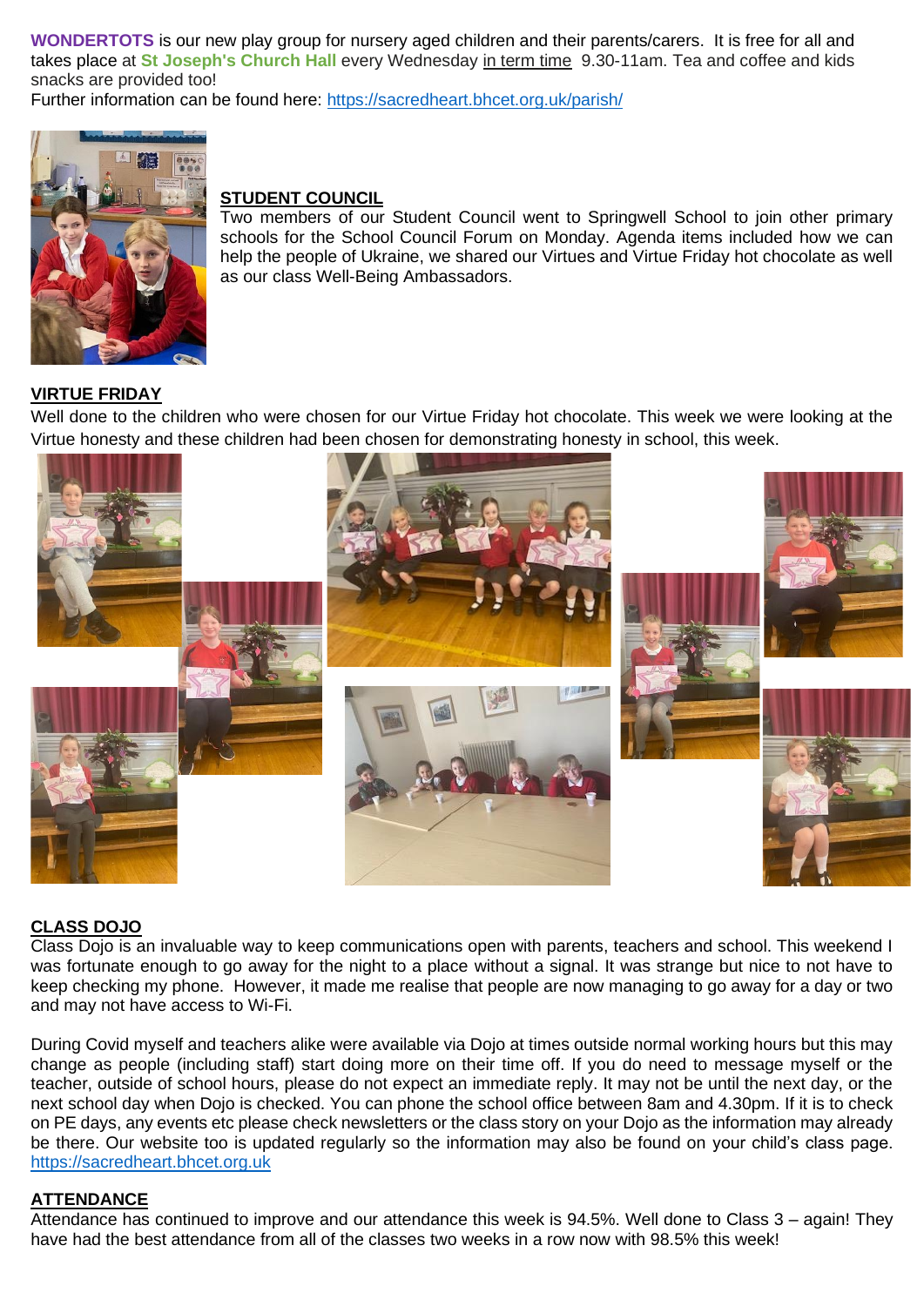**WONDERTOTS** is our new play group for nursery aged children and their parents/carers. It is free for all and takes place at **St Joseph's Church Hall** every Wednesday in term time 9.30-11am. Tea and coffee and kids snacks are provided too!
Further information can be found here: https://sacredheart.bhcet.org.uk/parish/

## STUDENT COUNCIL

Two members of our Student Council went to Springwell School to join other primary schools for the School Council Forum on Monday. Agenda items included how we can help the people of Ukraine, we shared our Virtues and Virtue Friday hot chocolate as well as our class Well-Being Ambassadors.

## VIRTUE FRIDAY

Well done to the children who were chosen for our Virtue Friday hot chocolate. This week we were looking at the Virtue honesty and these children had been chosen for demonstrating honesty in school, this week.

## CLASS DOJO

Class Dojo is an invaluable way to keep communications open with parents, teachers and school. This weekend I was fortunate enough to go away for the night to a place without a signal. It was strange but nice to not have to keep checking my phone. However, it made me realise that people are now managing to go away for a day or two and may not have access to Wi-Fi.

During Covid myself and teachers alike were available via Dojo at times outside normal working hours but this may change as people (including staff) start doing more on their time off. If you do need to message myself or the teacher, outside of school hours, please do not expect an immediate reply. It may not be until the next day, or the next school day when Dojo is checked. You can phone the school office between 8am and 4.30pm. If it is to check on PE days, any events etc please check newsletters or the class story on your Dojo as the information may already be there. Our website too is updated regularly so the information may also be found on your child's class page. https://sacredheart.bhcet.org.uk

## ATTENDANCE

Attendance has continued to improve and our attendance this week is 94.5%. Well done to Class 3 – again! They have had the best attendance from all of the classes two weeks in a row now with 98.5% this week!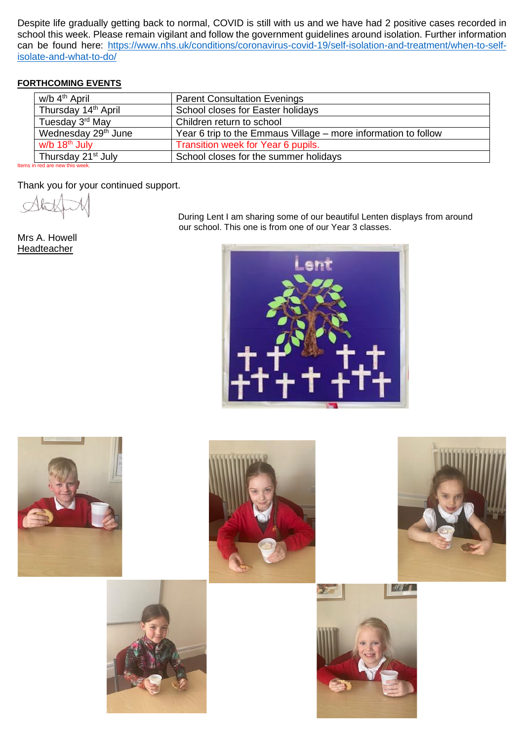Despite life gradually getting back to normal, COVID is still with us and we have had 2 positive cases recorded in school this week. Please remain vigilant and follow the government guidelines around isolation. Further information can be found here: https://www.nhs.uk/conditions/coronavirus-covid-19/self-isolation-and-treatment/when-to-self-isolate-and-what-to-do/

**FORTHCOMING EVENTS**

| | |
|---|---|
| w/b 4th April | Parent Consultation Evenings |
| Thursday 14th April | School closes for Easter holidays |
| Tuesday 3rd May | Children return to school |
| Wednesday 29th June | Year 6 trip to the Emmaus Village – more information to follow |
| w/b 18th July | Transition week for Year 6 pupils. |
| Thursday 21st July | School closes for the summer holidays |

Items in red are new this week.

Thank you for your continued support.

Mrs A. Howell
Headteacher

During Lent I am sharing some of our beautiful Lenten displays from around our school. This one is from one of our Year 3 classes.